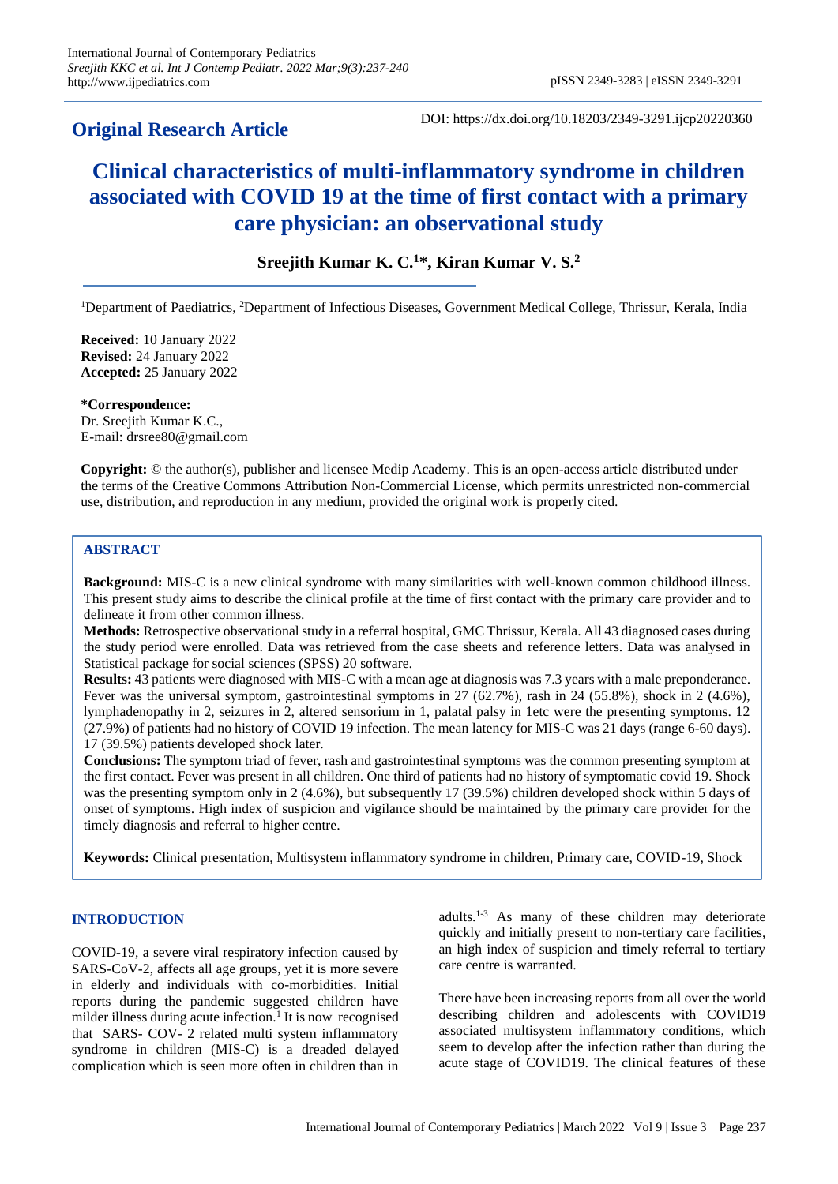## Original Research Article

DOI: https://dx.doi.org/10.18203/2349-3291.ijcp20220360

# Clinical characteristics of multi-inflammatory syndrome in children associated with COVID 19 at the time of first contact with a primary care physician: an observational study

**Sreejith Kumar K. C.[1]\*, Kiran Kumar V. S.[2]**

[1]Department of Paediatrics, [2]Department of Infectious Diseases, Government Medical College, Thrissur, Kerala, India

**Received:** 10 January 2022
**Revised:** 24 January 2022
**Accepted:** 25 January 2022

**\*Correspondence:**
Dr. Sreejith Kumar K.C.,
E-mail: drsree80@gmail.com

**Copyright:** © the author(s), publisher and licensee Medip Academy. This is an open-access article distributed under the terms of the Creative Commons Attribution Non-Commercial License, which permits unrestricted non-commercial use, distribution, and reproduction in any medium, provided the original work is properly cited.

## ABSTRACT

**Background:** MIS-C is a new clinical syndrome with many similarities with well-known common childhood illness. This present study aims to describe the clinical profile at the time of first contact with the primary care provider and to delineate it from other common illness.

**Methods:** Retrospective observational study in a referral hospital, GMC Thrissur, Kerala. All 43 diagnosed cases during the study period were enrolled. Data was retrieved from the case sheets and reference letters. Data was analysed in Statistical package for social sciences (SPSS) 20 software.

**Results:** 43 patients were diagnosed with MIS-C with a mean age at diagnosis was 7.3 years with a male preponderance. Fever was the universal symptom, gastrointestinal symptoms in 27 (62.7%), rash in 24 (55.8%), shock in 2 (4.6%), lymphadenopathy in 2, seizures in 2, altered sensorium in 1, palatal palsy in 1etc were the presenting symptoms. 12 (27.9%) of patients had no history of COVID 19 infection. The mean latency for MIS-C was 21 days (range 6-60 days). 17 (39.5%) patients developed shock later.

**Conclusions:** The symptom triad of fever, rash and gastrointestinal symptoms was the common presenting symptom at the first contact. Fever was present in all children. One third of patients had no history of symptomatic covid 19. Shock was the presenting symptom only in 2 (4.6%), but subsequently 17 (39.5%) children developed shock within 5 days of onset of symptoms. High index of suspicion and vigilance should be maintained by the primary care provider for the timely diagnosis and referral to higher centre.

**Keywords:** Clinical presentation, Multisystem inflammatory syndrome in children, Primary care, COVID-19, Shock

## INTRODUCTION

COVID-19, a severe viral respiratory infection caused by SARS-CoV-2, affects all age groups, yet it is more severe in elderly and individuals with co-morbidities. Initial reports during the pandemic suggested children have milder illness during acute infection.[1] It is now recognised that SARS- COV- 2 related multi system inflammatory syndrome in children (MIS-C) is a dreaded delayed complication which is seen more often in children than in adults.[1-3] As many of these children may deteriorate quickly and initially present to non-tertiary care facilities, an high index of suspicion and timely referral to tertiary care centre is warranted.

There have been increasing reports from all over the world describing children and adolescents with COVID19 associated multisystem inflammatory conditions, which seem to develop after the infection rather than during the acute stage of COVID19. The clinical features of these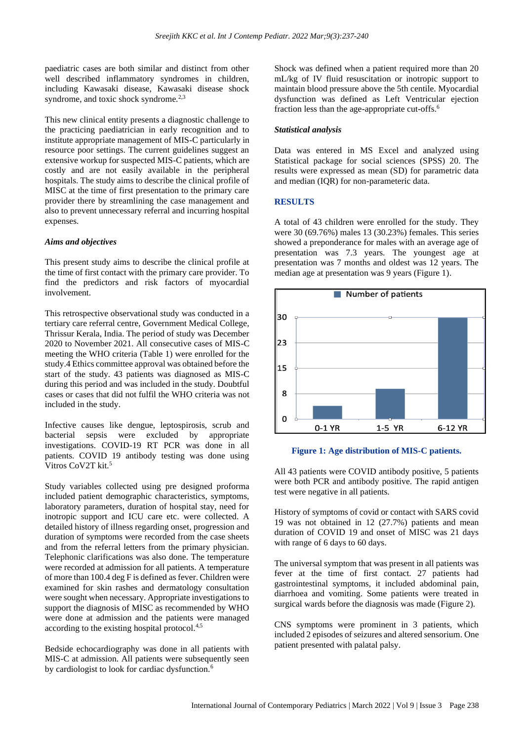paediatric cases are both similar and distinct from other well described inflammatory syndromes in children, including Kawasaki disease, Kawasaki disease shock syndrome, and toxic shock syndrome.[2,3]

This new clinical entity presents a diagnostic challenge to the practicing paediatrician in early recognition and to institute appropriate management of MIS-C particularly in resource poor settings. The current guidelines suggest an extensive workup for suspected MIS-C patients, which are costly and are not easily available in the peripheral hospitals. The study aims to describe the clinical profile of MISC at the time of first presentation to the primary care provider there by streamlining the case management and also to prevent unnecessary referral and incurring hospital expenses.

### *Aims and objectives*

This present study aims to describe the clinical profile at the time of first contact with the primary care provider. To find the predictors and risk factors of myocardial involvement.

This retrospective observational study was conducted in a tertiary care referral centre, Government Medical College, Thrissur Kerala, India. The period of study was December 2020 to November 2021. All consecutive cases of MIS-C meeting the WHO criteria (Table 1) were enrolled for the study.4 Ethics committee approval was obtained before the start of the study. 43 patients was diagnosed as MIS-C during this period and was included in the study. Doubtful cases or cases that did not fulfil the WHO criteria was not included in the study.

Infective causes like dengue, leptospirosis, scrub and bacterial sepsis were excluded by appropriate investigations. COVID-19 RT PCR was done in all patients. COVID 19 antibody testing was done using Vitros CoV2T kit.[5]

Study variables collected using pre designed proforma included patient demographic characteristics, symptoms, laboratory parameters, duration of hospital stay, need for inotropic support and ICU care etc. were collected. A detailed history of illness regarding onset, progression and duration of symptoms were recorded from the case sheets and from the referral letters from the primary physician. Telephonic clarifications was also done. The temperature were recorded at admission for all patients. A temperature of more than 100.4 deg F is defined as fever. Children were examined for skin rashes and dermatology consultation were sought when necessary. Appropriate investigations to support the diagnosis of MISC as recommended by WHO were done at admission and the patients were managed according to the existing hospital protocol.[4,5]

Bedside echocardiography was done in all patients with MIS-C at admission. All patients were subsequently seen by cardiologist to look for cardiac dysfunction.[6]

Shock was defined when a patient required more than 20 mL/kg of IV fluid resuscitation or inotropic support to maintain blood pressure above the 5th centile. Myocardial dysfunction was defined as Left Ventricular ejection fraction less than the age-appropriate cut-offs.[6]

### *Statistical analysis*

Data was entered in MS Excel and analyzed using Statistical package for social sciences (SPSS) 20. The results were expressed as mean (SD) for parametric data and median (IQR) for non-parameteric data.

## RESULTS

A total of 43 children were enrolled for the study. They were 30 (69.76%) males 13 (30.23%) females. This series showed a preponderance for males with an average age of presentation was 7.3 years. The youngest age at presentation was 7 months and oldest was 12 years. The median age at presentation was 9 years (Figure 1).

**Figure 1: Age distribution of MIS-C patients.**

All 43 patients were COVID antibody positive, 5 patients were both PCR and antibody positive. The rapid antigen test were negative in all patients.

History of symptoms of covid or contact with SARS covid 19 was not obtained in 12 (27.7%) patients and mean duration of COVID 19 and onset of MISC was 21 days with range of 6 days to 60 days.

The universal symptom that was present in all patients was fever at the time of first contact. 27 patients had gastrointestinal symptoms, it included abdominal pain, diarrhoea and vomiting. Some patients were treated in surgical wards before the diagnosis was made (Figure 2).

CNS symptoms were prominent in 3 patients, which included 2 episodes of seizures and altered sensorium. One patient presented with palatal palsy.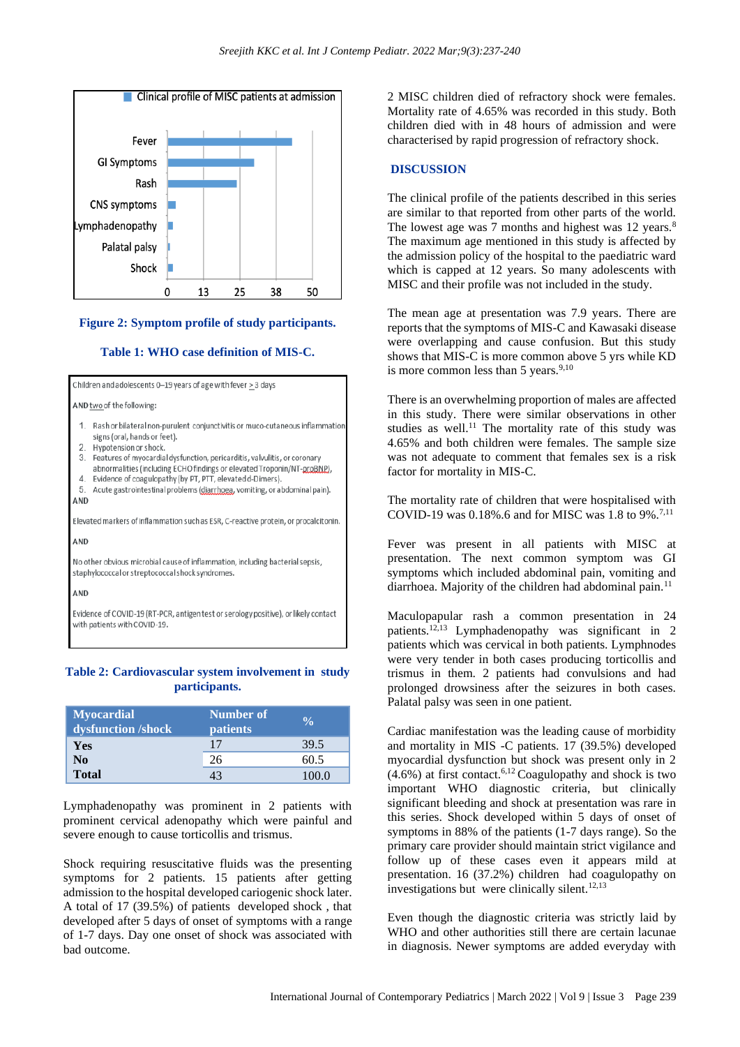Figure 2: Symptom profile of study participants.

**Table 1: WHO case definition of MIS-C.**

| |
|---|
| Children and adolescents 0–19 years of age with fever ≥ 3 days |
| AND two of the following: |
| 1. Rash or bilateral non-purulent conjunctivitis or muco-cutaneous inflammation signs (oral, hands or feet). |
| 2. Hypotension or shock. |
| 3. Features of myocardial dysfunction, pericarditis, valvulitis, or coronary abnormalities (including ECHO findings or elevated Troponin/NT-proBNP), |
| 4. Evidence of coagulopathy (by PT, PTT, elevated d-Dimers). |
| 5. Acute gastrointestinal problems (diarrhoea, vomiting, or abdominal pain). |
| AND |
| Elevated markers of inflammation such as ESR, C-reactive protein, or procalcitonin. |
| AND |
| No other obvious microbial cause of inflammation, including bacterial sepsis, staphylococcal or streptococcal shock syndromes. |
| AND |
| Evidence of COVID-19 (RT-PCR, antigen test or serology positive), or likely contact with patients with COVID-19. |

**Table 2: Cardiovascular system involvement in study participants.**

| Myocardial dysfunction /shock | Number of patients | % |
|---|---|---|
| Yes | 17 | 39.5 |
| No | 26 | 60.5 |
| Total | 43 | 100.0 |

Lymphadenopathy was prominent in 2 patients with prominent cervical adenopathy which were painful and severe enough to cause torticollis and trismus.

Shock requiring resuscitative fluids was the presenting symptoms for 2 patients. 15 patients after getting admission to the hospital developed cariogenic shock later. A total of 17 (39.5%) of patients developed shock , that developed after 5 days of onset of symptoms with a range of 1-7 days. Day one onset of shock was associated with bad outcome.

2 MISC children died of refractory shock were females. Mortality rate of 4.65% was recorded in this study. Both children died with in 48 hours of admission and were characterised by rapid progression of refractory shock.

## DISCUSSION

The clinical profile of the patients described in this series are similar to that reported from other parts of the world. The lowest age was 7 months and highest was 12 years.[8] The maximum age mentioned in this study is affected by the admission policy of the hospital to the paediatric ward which is capped at 12 years. So many adolescents with MISC and their profile was not included in the study.

The mean age at presentation was 7.9 years. There are reports that the symptoms of MIS-C and Kawasaki disease were overlapping and cause confusion. But this study shows that MIS-C is more common above 5 yrs while KD is more common less than 5 years.[9,10]

There is an overwhelming proportion of males are affected in this study. There were similar observations in other studies as well.[11] The mortality rate of this study was 4.65% and both children were females. The sample size was not adequate to comment that females sex is a risk factor for mortality in MIS-C.

The mortality rate of children that were hospitalised with COVID-19 was 0.18%.6 and for MISC was 1.8 to 9%.[7,11]

Fever was present in all patients with MISC at presentation. The next common symptom was GI symptoms which included abdominal pain, vomiting and diarrhoea. Majority of the children had abdominal pain.[11]

Maculopapular rash a common presentation in 24 patients.[12,13] Lymphadenopathy was significant in 2 patients which was cervical in both patients. Lymphnodes were very tender in both cases producing torticollis and trismus in them. 2 patients had convulsions and had prolonged drowsiness after the seizures in both cases. Palatal palsy was seen in one patient.

Cardiac manifestation was the leading cause of morbidity and mortality in MIS -C patients. 17 (39.5%) developed myocardial dysfunction but shock was present only in 2 (4.6%) at first contact.[6,12] Coagulopathy and shock is two important WHO diagnostic criteria, but clinically significant bleeding and shock at presentation was rare in this series. Shock developed within 5 days of onset of symptoms in 88% of the patients (1-7 days range). So the primary care provider should maintain strict vigilance and follow up of these cases even it appears mild at presentation. 16 (37.2%) children had coagulopathy on investigations but were clinically silent.[12,13]

Even though the diagnostic criteria was strictly laid by WHO and other authorities still there are certain lacunae in diagnosis. Newer symptoms are added everyday with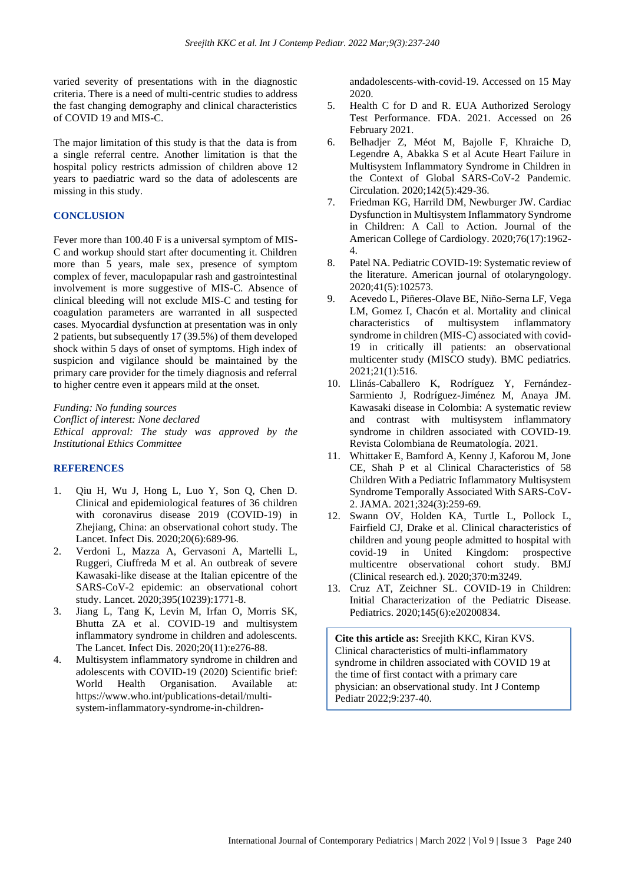varied severity of presentations with in the diagnostic criteria. There is a need of multi-centric studies to address the fast changing demography and clinical characteristics of COVID 19 and MIS-C.

The major limitation of this study is that the data is from a single referral centre. Another limitation is that the hospital policy restricts admission of children above 12 years to paediatric ward so the data of adolescents are missing in this study.

## CONCLUSION

Fever more than 100.40 F is a universal symptom of MIS-C and workup should start after documenting it. Children more than 5 years, male sex, presence of symptom complex of fever, maculopapular rash and gastrointestinal involvement is more suggestive of MIS-C. Absence of clinical bleeding will not exclude MIS-C and testing for coagulation parameters are warranted in all suspected cases. Myocardial dysfunction at presentation was in only 2 patients, but subsequently 17 (39.5%) of them developed shock within 5 days of onset of symptoms. High index of suspicion and vigilance should be maintained by the primary care provider for the timely diagnosis and referral to higher centre even it appears mild at the onset.

*Funding: No funding sources*
*Conflict of interest: None declared*
*Ethical approval: The study was approved by the Institutional Ethics Committee*

## REFERENCES

1. Qiu H, Wu J, Hong L, Luo Y, Son Q, Chen D. Clinical and epidemiological features of 36 children with coronavirus disease 2019 (COVID-19) in Zhejiang, China: an observational cohort study. The Lancet. Infect Dis. 2020;20(6):689-96.
2. Verdoni L, Mazza A, Gervasoni A, Martelli L, Ruggeri, Ciuffreda M et al. An outbreak of severe Kawasaki-like disease at the Italian epicentre of the SARS-CoV-2 epidemic: an observational cohort study. Lancet. 2020;395(10239):1771-8.
3. Jiang L, Tang K, Levin M, Irfan O, Morris SK, Bhutta ZA et al. COVID-19 and multisystem inflammatory syndrome in children and adolescents. The Lancet. Infect Dis. 2020;20(11):e276-88.
4. Multisystem inflammatory syndrome in children and adolescents with COVID-19 (2020) Scientific brief: World Health Organisation. Available at: https://www.who.int/publications-detail/multi-system-inflammatory-syndrome-in-children-andadolescents-with-covid-19. Accessed on 15 May 2020.
5. Health C for D and R. EUA Authorized Serology Test Performance. FDA. 2021. Accessed on 26 February 2021.
6. Belhadjer Z, Méot M, Bajolle F, Khraiche D, Legendre A, Abakka S et al Acute Heart Failure in Multisystem Inflammatory Syndrome in Children in the Context of Global SARS-CoV-2 Pandemic. Circulation. 2020;142(5):429-36.
7. Friedman KG, Harrild DM, Newburger JW. Cardiac Dysfunction in Multisystem Inflammatory Syndrome in Children: A Call to Action. Journal of the American College of Cardiology. 2020;76(17):1962-4.
8. Patel NA. Pediatric COVID-19: Systematic review of the literature. American journal of otolaryngology. 2020;41(5):102573.
9. Acevedo L, Piñeres-Olave BE, Niño-Serna LF, Vega LM, Gomez I, Chacón et al. Mortality and clinical characteristics of multisystem inflammatory syndrome in children (MIS-C) associated with covid-19 in critically ill patients: an observational multicenter study (MISCO study). BMC pediatrics. 2021;21(1):516.
10. Llinás-Caballero K, Rodríguez Y, Fernández-Sarmiento J, Rodríguez-Jiménez M, Anaya JM. Kawasaki disease in Colombia: A systematic review and contrast with multisystem inflammatory syndrome in children associated with COVID-19. Revista Colombiana de Reumatología. 2021.
11. Whittaker E, Bamford A, Kenny J, Kaforou M, Jone CE, Shah P et al Clinical Characteristics of 58 Children With a Pediatric Inflammatory Multisystem Syndrome Temporally Associated With SARS-CoV-2. JAMA. 2021;324(3):259-69.
12. Swann OV, Holden KA, Turtle L, Pollock L, Fairfield CJ, Drake et al. Clinical characteristics of children and young people admitted to hospital with covid-19 in United Kingdom: prospective multicentre observational cohort study. BMJ (Clinical research ed.). 2020;370:m3249.
13. Cruz AT, Zeichner SL. COVID-19 in Children: Initial Characterization of the Pediatric Disease. Pediatrics. 2020;145(6):e20200834.

**Cite this article as:** Sreejith KKC, Kiran KVS. Clinical characteristics of multi-inflammatory syndrome in children associated with COVID 19 at the time of first contact with a primary care physician: an observational study. Int J Contemp Pediatr 2022;9:237-40.